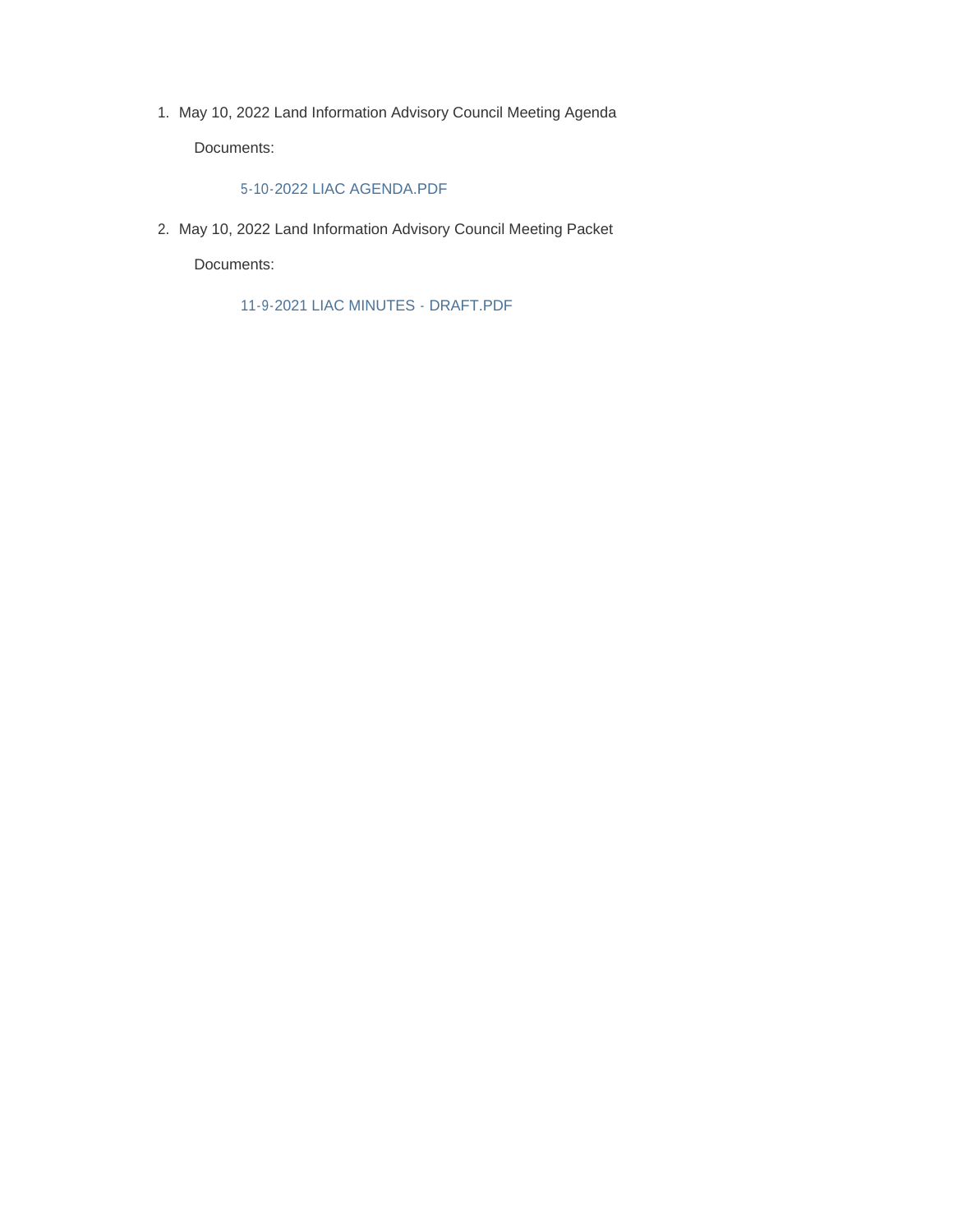1. May 10, 2022 Land Information Advisory Council Meeting Agenda

   Documents:

   5-10-2022 LIAC AGENDA.PDF

2. May 10, 2022 Land Information Advisory Council Meeting Packet

   Documents:

   11-9-2021 LIAC MINUTES - DRAFT.PDF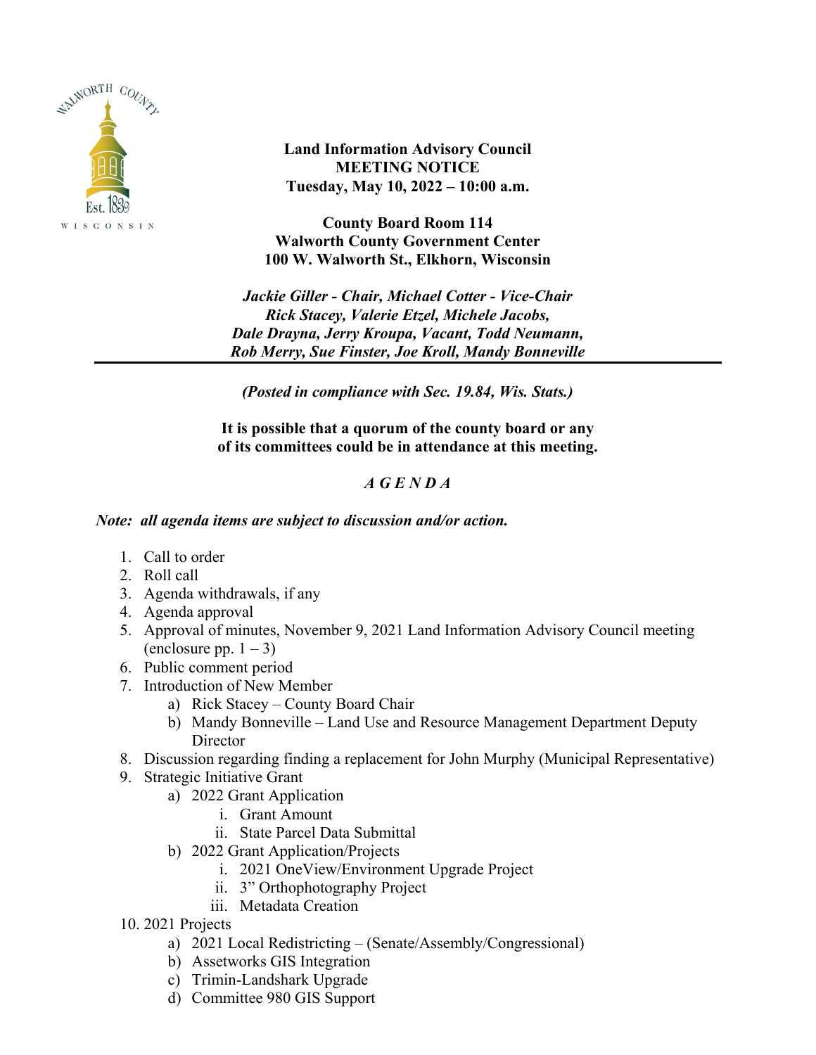**Land Information Advisory Council**
**MEETING NOTICE**
**Tuesday, May 10, 2022 – 10:00 a.m.**

**County Board Room 114**
**Walworth County Government Center**
**100 W. Walworth St., Elkhorn, Wisconsin**

***Jackie Giller - Chair, Michael Cotter - Vice-Chair***
***Rick Stacey, Valerie Etzel, Michele Jacobs,***
***Dale Drayna, Jerry Kroupa, Vacant, Todd Neumann,***
***Rob Merry, Sue Finster, Joe Kroll, Mandy Bonneville***

---

***(Posted in compliance with Sec. 19.84, Wis. Stats.)***

**It is possible that a quorum of the county board or any of its committees could be in attendance at this meeting.**

## *A G E N D A*

***Note: all agenda items are subject to discussion and/or action.***

1. Call to order
2. Roll call
3. Agenda withdrawals, if any
4. Agenda approval
5. Approval of minutes, November 9, 2021 Land Information Advisory Council meeting (enclosure pp. 1 – 3)
6. Public comment period
7. Introduction of New Member
   a) Rick Stacey – County Board Chair
   b) Mandy Bonneville – Land Use and Resource Management Department Deputy Director
8. Discussion regarding finding a replacement for John Murphy (Municipal Representative)
9. Strategic Initiative Grant
   a) 2022 Grant Application
      i. Grant Amount
      ii. State Parcel Data Submittal
   b) 2022 Grant Application/Projects
      i. 2021 OneView/Environment Upgrade Project
      ii. 3" Orthophotography Project
      iii. Metadata Creation
10. 2021 Projects
    a) 2021 Local Redistricting – (Senate/Assembly/Congressional)
    b) Assetworks GIS Integration
    c) Trimin-Landshark Upgrade
    d) Committee 980 GIS Support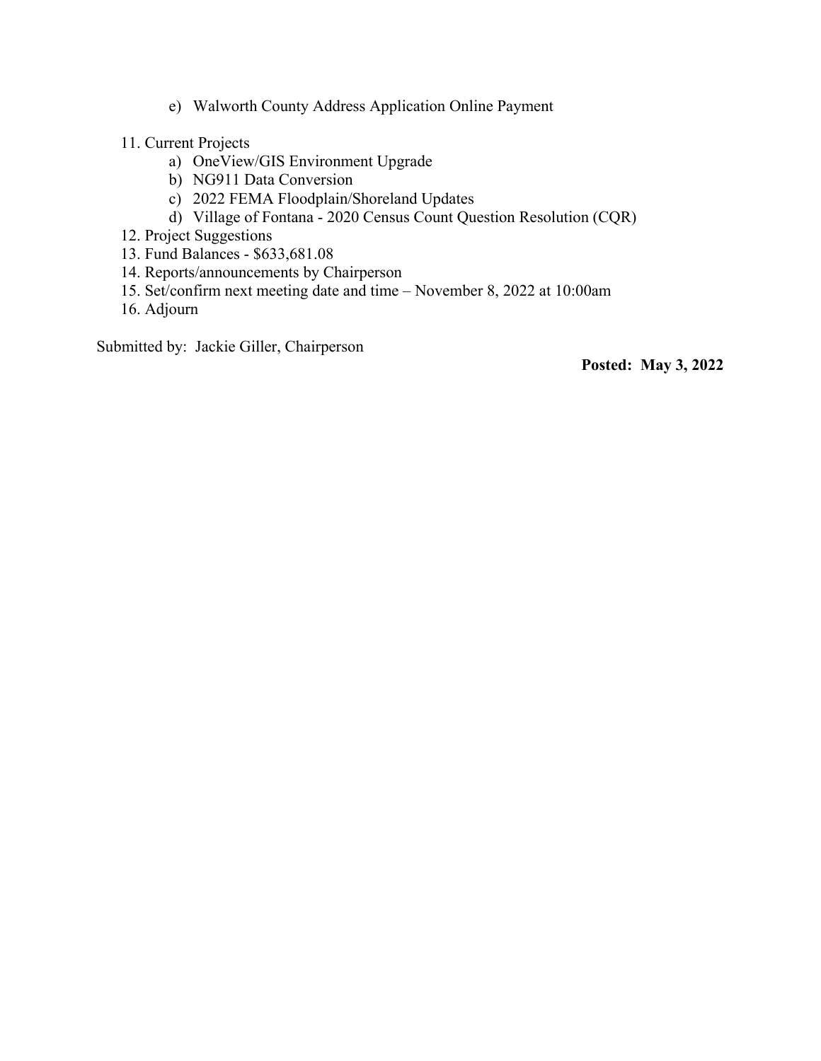e) Walworth County Address Application Online Payment

11. Current Projects
    a) OneView/GIS Environment Upgrade
    b) NG911 Data Conversion
    c) 2022 FEMA Floodplain/Shoreland Updates
    d) Village of Fontana - 2020 Census Count Question Resolution (CQR)
12. Project Suggestions
13. Fund Balances - $633,681.08
14. Reports/announcements by Chairperson
15. Set/confirm next meeting date and time – November 8, 2022 at 10:00am
16. Adjourn

Submitted by: Jackie Giller, Chairperson

**Posted: May 3, 2022**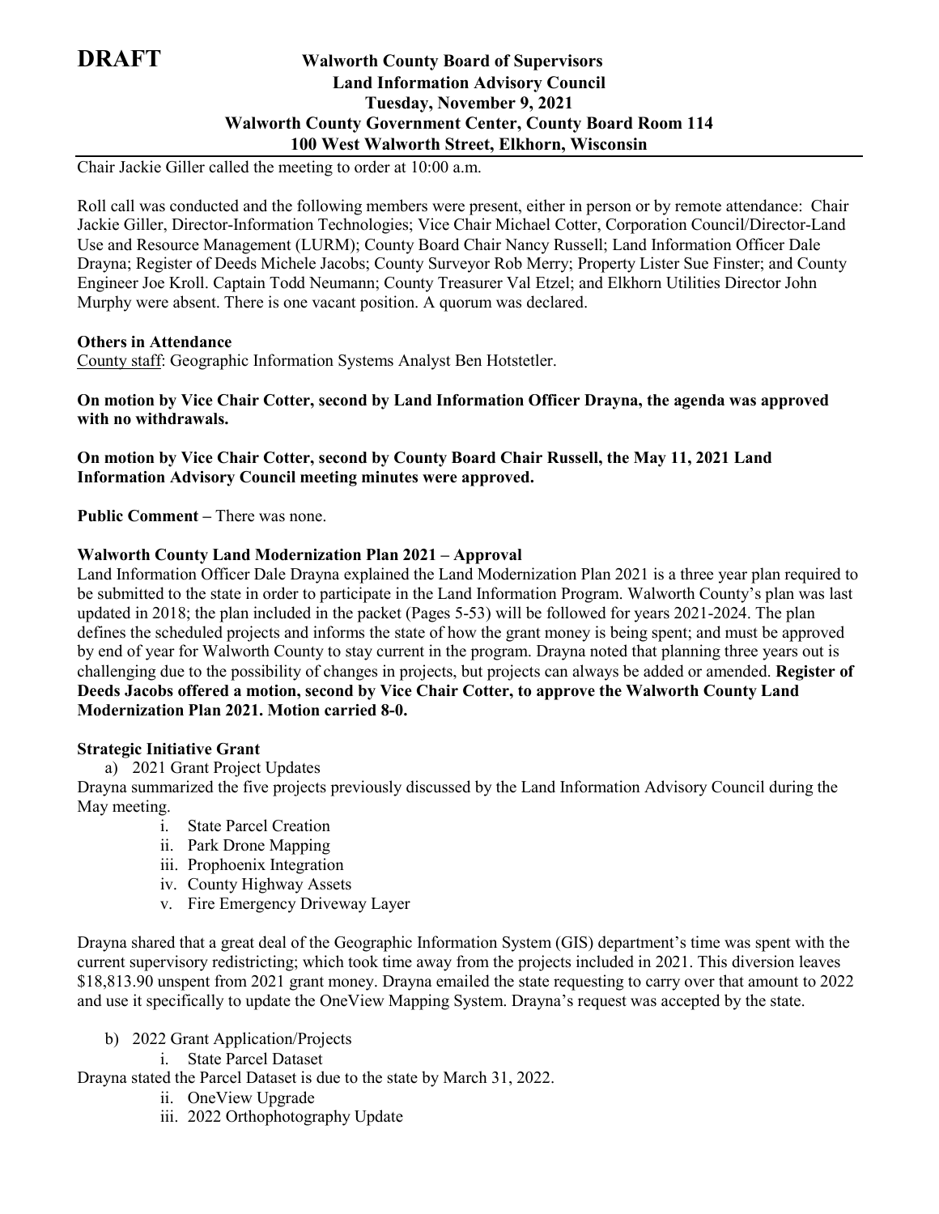**DRAFT**

# Walworth County Board of Supervisors
## Land Information Advisory Council
### Tuesday, November 9, 2021
### Walworth County Government Center, County Board Room 114
### 100 West Walworth Street, Elkhorn, Wisconsin

Chair Jackie Giller called the meeting to order at 10:00 a.m.

Roll call was conducted and the following members were present, either in person or by remote attendance: Chair Jackie Giller, Director-Information Technologies; Vice Chair Michael Cotter, Corporation Council/Director-Land Use and Resource Management (LURM); County Board Chair Nancy Russell; Land Information Officer Dale Drayna; Register of Deeds Michele Jacobs; County Surveyor Rob Merry; Property Lister Sue Finster; and County Engineer Joe Kroll. Captain Todd Neumann; County Treasurer Val Etzel; and Elkhorn Utilities Director John Murphy were absent. There is one vacant position. A quorum was declared.

**Others in Attendance**

County staff: Geographic Information Systems Analyst Ben Hotstetler.

**On motion by Vice Chair Cotter, second by Land Information Officer Drayna, the agenda was approved with no withdrawals.**

**On motion by Vice Chair Cotter, second by County Board Chair Russell, the May 11, 2021 Land Information Advisory Council meeting minutes were approved.**

**Public Comment –** There was none.

**Walworth County Land Modernization Plan 2021 – Approval**

Land Information Officer Dale Drayna explained the Land Modernization Plan 2021 is a three year plan required to be submitted to the state in order to participate in the Land Information Program. Walworth County's plan was last updated in 2018; the plan included in the packet (Pages 5-53) will be followed for years 2021-2024. The plan defines the scheduled projects and informs the state of how the grant money is being spent; and must be approved by end of year for Walworth County to stay current in the program. Drayna noted that planning three years out is challenging due to the possibility of changes in projects, but projects can always be added or amended. **Register of Deeds Jacobs offered a motion, second by Vice Chair Cotter, to approve the Walworth County Land Modernization Plan 2021. Motion carried 8-0.**

**Strategic Initiative Grant**

a) 2021 Grant Project Updates

Drayna summarized the five projects previously discussed by the Land Information Advisory Council during the May meeting.

i. State Parcel Creation
ii. Park Drone Mapping
iii. Prophoenix Integration
iv. County Highway Assets
v. Fire Emergency Driveway Layer

Drayna shared that a great deal of the Geographic Information System (GIS) department's time was spent with the current supervisory redistricting; which took time away from the projects included in 2021. This diversion leaves $18,813.90 unspent from 2021 grant money. Drayna emailed the state requesting to carry over that amount to 2022 and use it specifically to update the OneView Mapping System. Drayna's request was accepted by the state.

b) 2022 Grant Application/Projects

i. State Parcel Dataset

Drayna stated the Parcel Dataset is due to the state by March 31, 2022.

ii. OneView Upgrade
iii. 2022 Orthophotography Update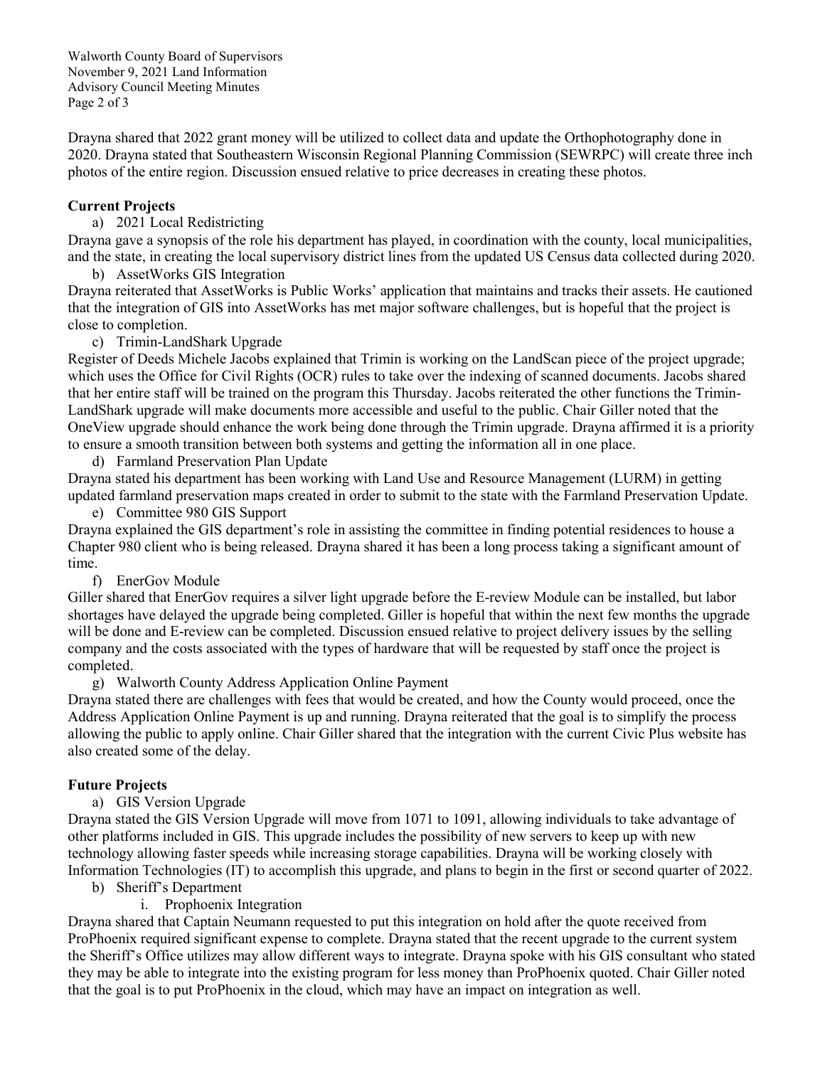Drayna shared that 2022 grant money will be utilized to collect data and update the Orthophotography done in 2020. Drayna stated that Southeastern Wisconsin Regional Planning Commission (SEWRPC) will create three inch photos of the entire region. Discussion ensued relative to price decreases in creating these photos.

**Current Projects**

a) 2021 Local Redistricting

Drayna gave a synopsis of the role his department has played, in coordination with the county, local municipalities, and the state, in creating the local supervisory district lines from the updated US Census data collected during 2020.

b) AssetWorks GIS Integration

Drayna reiterated that AssetWorks is Public Works' application that maintains and tracks their assets. He cautioned that the integration of GIS into AssetWorks has met major software challenges, but is hopeful that the project is close to completion.

c) Trimin-LandShark Upgrade

Register of Deeds Michele Jacobs explained that Trimin is working on the LandScan piece of the project upgrade; which uses the Office for Civil Rights (OCR) rules to take over the indexing of scanned documents. Jacobs shared that her entire staff will be trained on the program this Thursday. Jacobs reiterated the other functions the Trimin-LandShark upgrade will make documents more accessible and useful to the public. Chair Giller noted that the OneView upgrade should enhance the work being done through the Trimin upgrade. Drayna affirmed it is a priority to ensure a smooth transition between both systems and getting the information all in one place.

d) Farmland Preservation Plan Update

Drayna stated his department has been working with Land Use and Resource Management (LURM) in getting updated farmland preservation maps created in order to submit to the state with the Farmland Preservation Update.

e) Committee 980 GIS Support

Drayna explained the GIS department's role in assisting the committee in finding potential residences to house a Chapter 980 client who is being released. Drayna shared it has been a long process taking a significant amount of time.

f) EnerGov Module

Giller shared that EnerGov requires a silver light upgrade before the E-review Module can be installed, but labor shortages have delayed the upgrade being completed. Giller is hopeful that within the next few months the upgrade will be done and E-review can be completed. Discussion ensued relative to project delivery issues by the selling company and the costs associated with the types of hardware that will be requested by staff once the project is completed.

g) Walworth County Address Application Online Payment

Drayna stated there are challenges with fees that would be created, and how the County would proceed, once the Address Application Online Payment is up and running. Drayna reiterated that the goal is to simplify the process allowing the public to apply online. Chair Giller shared that the integration with the current Civic Plus website has also created some of the delay.

**Future Projects**

a) GIS Version Upgrade

Drayna stated the GIS Version Upgrade will move from 1071 to 1091, allowing individuals to take advantage of other platforms included in GIS. This upgrade includes the possibility of new servers to keep up with new technology allowing faster speeds while increasing storage capabilities. Drayna will be working closely with Information Technologies (IT) to accomplish this upgrade, and plans to begin in the first or second quarter of 2022.

b) Sheriff's Department

i. Prophoenix Integration

Drayna shared that Captain Neumann requested to put this integration on hold after the quote received from ProPhoenix required significant expense to complete. Drayna stated that the recent upgrade to the current system the Sheriff's Office utilizes may allow different ways to integrate. Drayna spoke with his GIS consultant who stated they may be able to integrate into the existing program for less money than ProPhoenix quoted. Chair Giller noted that the goal is to put ProPhoenix in the cloud, which may have an impact on integration as well.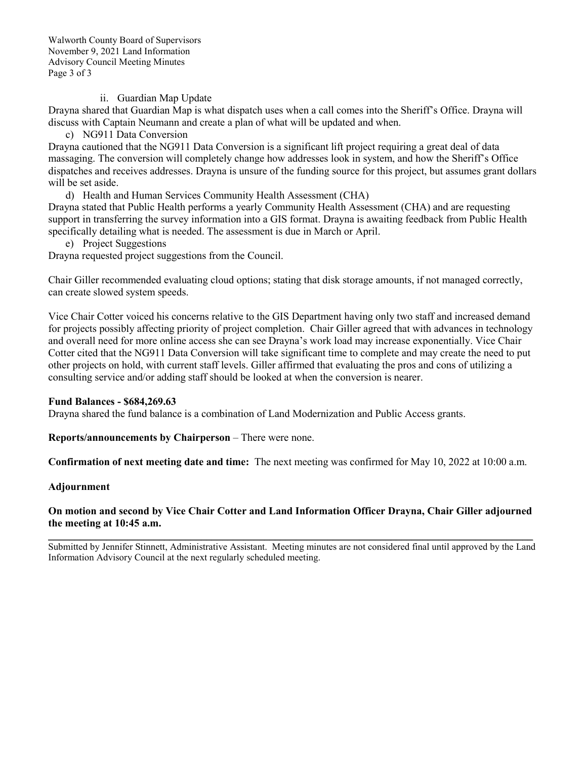ii. Guardian Map Update

Drayna shared that Guardian Map is what dispatch uses when a call comes into the Sheriff's Office. Drayna will discuss with Captain Neumann and create a plan of what will be updated and when.

c) NG911 Data Conversion

Drayna cautioned that the NG911 Data Conversion is a significant lift project requiring a great deal of data massaging. The conversion will completely change how addresses look in system, and how the Sheriff's Office dispatches and receives addresses. Drayna is unsure of the funding source for this project, but assumes grant dollars will be set aside.

d) Health and Human Services Community Health Assessment (CHA)

Drayna stated that Public Health performs a yearly Community Health Assessment (CHA) and are requesting support in transferring the survey information into a GIS format. Drayna is awaiting feedback from Public Health specifically detailing what is needed. The assessment is due in March or April.

e) Project Suggestions

Drayna requested project suggestions from the Council.

Chair Giller recommended evaluating cloud options; stating that disk storage amounts, if not managed correctly, can create slowed system speeds.

Vice Chair Cotter voiced his concerns relative to the GIS Department having only two staff and increased demand for projects possibly affecting priority of project completion. Chair Giller agreed that with advances in technology and overall need for more online access she can see Drayna's work load may increase exponentially. Vice Chair Cotter cited that the NG911 Data Conversion will take significant time to complete and may create the need to put other projects on hold, with current staff levels. Giller affirmed that evaluating the pros and cons of utilizing a consulting service and/or adding staff should be looked at when the conversion is nearer.

**Fund Balances - $684,269.63**

Drayna shared the fund balance is a combination of Land Modernization and Public Access grants.

**Reports/announcements by Chairperson** – There were none.

**Confirmation of next meeting date and time:** The next meeting was confirmed for May 10, 2022 at 10:00 a.m.

**Adjournment**

**On motion and second by Vice Chair Cotter and Land Information Officer Drayna, Chair Giller adjourned the meeting at 10:45 a.m.**

---

Submitted by Jennifer Stinnett, Administrative Assistant. Meeting minutes are not considered final until approved by the Land Information Advisory Council at the next regularly scheduled meeting.